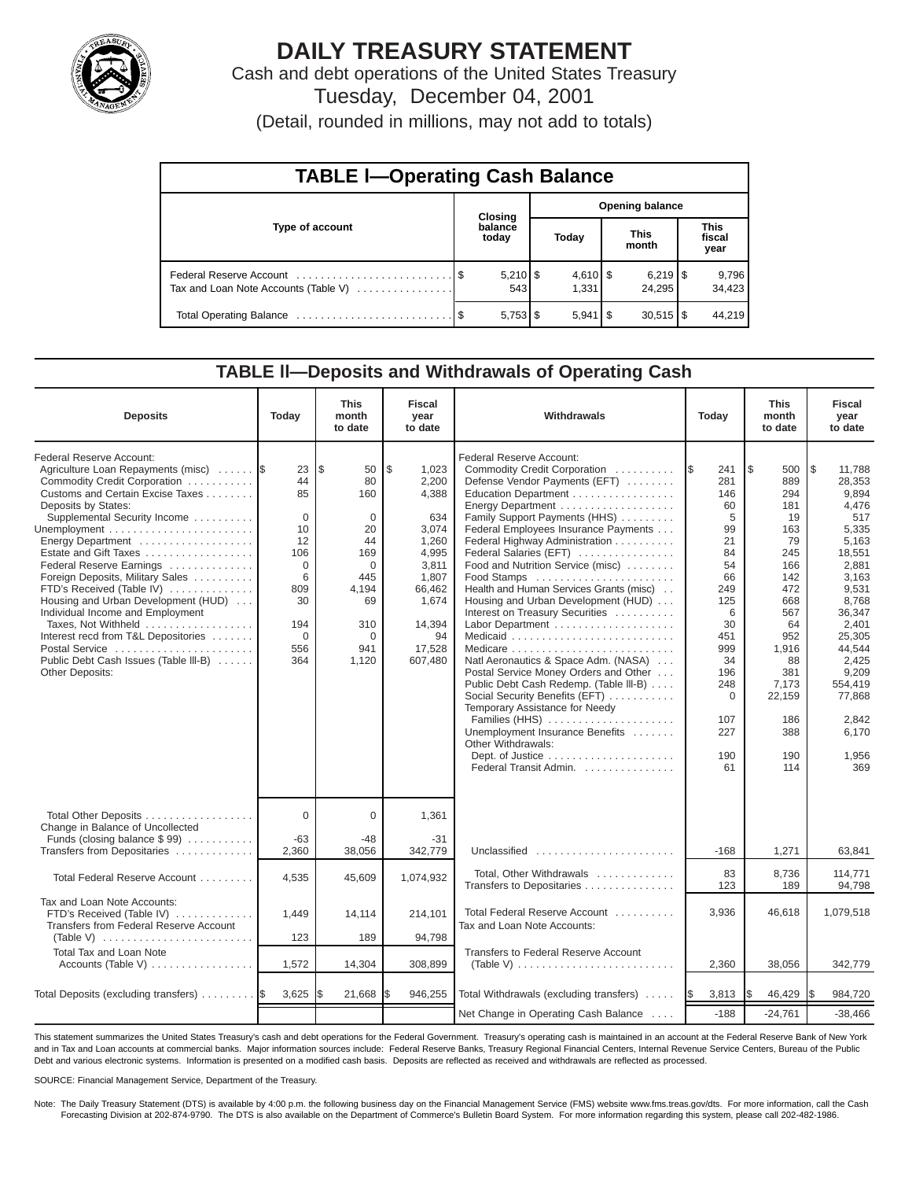# DAILY TREASURY STATEMENT

Cash and debt operations of the United States Treasury

Tuesday, December 04, 2001

(Detail, rounded in millions, may not add to totals)

## TABLE I—Operating Cash Balance

| Type of account | Closing balance today | Opening balance Today | This month | This fiscal year |
|---|---|---|---|---|
| Federal Reserve Account | $ 5,210 | $ 4,610 | $ 6,219 | $ 9,796 |
| Tax and Loan Note Accounts (Table V) | 543 | 1,331 | 24,295 | 34,423 |
| Total Operating Balance | $ 5,753 | $ 5,941 | $ 30,515 | $ 44,219 |

## TABLE II—Deposits and Withdrawals of Operating Cash

| Deposits | Today | This month to date | Fiscal year to date | Withdrawals | Today | This month to date | Fiscal year to date |
|---|---|---|---|---|---|---|---|
| Federal Reserve Account: | | | | Federal Reserve Account: | | | |
| Agriculture Loan Repayments (misc) | $ 23 | $ 50 | $ 1,023 | Commodity Credit Corporation | $ 241 | $ 500 | $ 11,788 |
| Commodity Credit Corporation | 44 | 80 | 2,200 | Defense Vendor Payments (EFT) | 281 | 889 | 28,353 |
| Customs and Certain Excise Taxes | 85 | 160 | 4,388 | Education Department | 146 | 294 | 9,894 |
| Deposits by States: | | | | Energy Department | 60 | 181 | 4,476 |
| Supplemental Security Income | 0 | 0 | 634 | Family Support Payments (HHS) | 5 | 19 | 517 |
| Unemployment | 10 | 20 | 3,074 | Federal Employees Insurance Payments | 99 | 163 | 5,335 |
| Energy Department | 12 | 44 | 1,260 | Federal Highway Administration | 21 | 79 | 5,163 |
| Estate and Gift Taxes | 106 | 169 | 4,995 | Federal Salaries (EFT) | 84 | 245 | 18,551 |
| Federal Reserve Earnings | 0 | 0 | 3,811 | Food and Nutrition Service (misc) | 54 | 166 | 2,881 |
| Foreign Deposits, Military Sales | 6 | 445 | 1,807 | Food Stamps | 66 | 142 | 3,163 |
| FTD's Received (Table IV) | 809 | 4,194 | 66,462 | Health and Human Services Grants (misc) | 249 | 472 | 9,531 |
| Housing and Urban Development (HUD) | 30 | 69 | 1,674 | Housing and Urban Development (HUD) | 125 | 668 | 8,768 |
| Individual Income and Employment Taxes, Not Withheld | 194 | 310 | 14,394 | Interest on Treasury Securities | 6 | 567 | 36,347 |
| Interest recd from T&L Depositories | 0 | 0 | 94 | Labor Department | 30 | 64 | 2,401 |
| Postal Service | 556 | 941 | 17,528 | Medicaid | 451 | 952 | 25,305 |
| Public Debt Cash Issues (Table III-B) | 364 | 1,120 | 607,480 | Medicare | 999 | 1,916 | 44,544 |
| Other Deposits: | | | | Natl Aeronautics & Space Adm. (NASA) | 34 | 88 | 2,425 |
| | | | | Postal Service Money Orders and Other | 196 | 381 | 9,209 |
| | | | | Public Debt Cash Redemp. (Table III-B) | 248 | 7,173 | 554,419 |
| | | | | Social Security Benefits (EFT) | 0 | 22,159 | 77,868 |
| | | | | Temporary Assistance for Needy Families (HHS) | 107 | 186 | 2,842 |
| | | | | Unemployment Insurance Benefits | 227 | 388 | 6,170 |
| | | | | Other Withdrawals: | | | |
| | | | | Dept. of Justice | 190 | 190 | 1,956 |
| | | | | Federal Transit Admin. | 61 | 114 | 369 |
| Total Other Deposits | 0 | 0 | 1,361 | | | | |
| Change in Balance of Uncollected Funds (closing balance $ 99) | -63 | -48 | -31 | | | | |
| Transfers from Depositaries | 2,360 | 38,056 | 342,779 | Unclassified | -168 | 1,271 | 63,841 |
| Total Federal Reserve Account | 4,535 | 45,609 | 1,074,932 | Total, Other Withdrawals | 83 | 8,736 | 114,771 |
| | | | | Transfers to Depositaries | 123 | 189 | 94,798 |
| Tax and Loan Note Accounts: | | | | Total Federal Reserve Account | 3,936 | 46,618 | 1,079,518 |
| FTD's Received (Table IV) | 1,449 | 14,114 | 214,101 | Tax and Loan Note Accounts: | | | |
| Transfers from Federal Reserve Account (Table V) | 123 | 189 | 94,798 | | | | |
| Total Tax and Loan Note Accounts (Table V) | 1,572 | 14,304 | 308,899 | Transfers to Federal Reserve Account (Table V) | 2,360 | 38,056 | 342,779 |
| Total Deposits (excluding transfers) | $ 3,625 | $ 21,668 | $ 946,255 | Total Withdrawals (excluding transfers) | $ 3,813 | $ 46,429 | $ 984,720 |
| | | | | Net Change in Operating Cash Balance | -188 | -24,761 | -38,466 |

This statement summarizes the United States Treasury's cash and debt operations for the Federal Government. Treasury's operating cash is maintained in an account at the Federal Reserve Bank of New York and in Tax and Loan accounts at commercial banks. Major information sources include: Federal Reserve Banks, Treasury Regional Financial Centers, Internal Revenue Service Centers, Bureau of the Public Debt and various electronic systems. Information is presented on a modified cash basis. Deposits are reflected as received and withdrawals are reflected as processed.

SOURCE: Financial Management Service, Department of the Treasury.

Note: The Daily Treasury Statement (DTS) is available by 4:00 p.m. the following business day on the Financial Management Service (FMS) website www.fms.treas.gov/dts. For more information, call the Cash Forecasting Division at 202-874-9790. The DTS is also available on the Department of Commerce's Bulletin Board System. For more information regarding this system, please call 202-482-1986.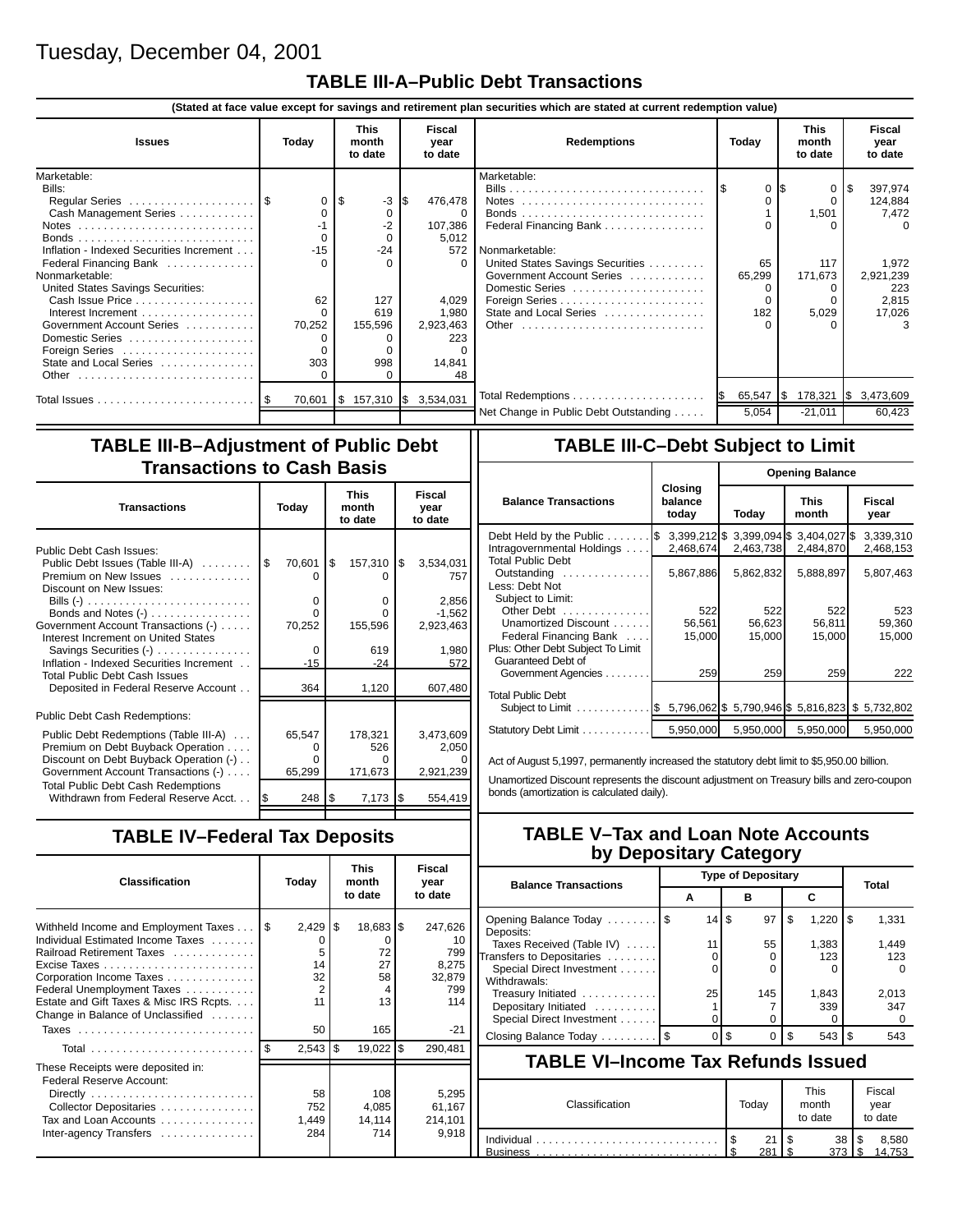Tuesday, December 04, 2001

## TABLE III-A–Public Debt Transactions

(Stated at face value except for savings and retirement plan securities which are stated at current redemption value)

| Issues | Today | This month to date | Fiscal year to date | Redemptions | Today | This month to date | Fiscal year to date |
|---|---|---|---|---|---|---|---|
| Marketable: | | | | Marketable: | | | |
| Bills: | | | | Bills | $ 0 | $ 0 | $ 397,974 |
| Regular Series | $ 0 | $ -3 | $ 476,478 | Notes | 0 | 0 | 124,884 |
| Cash Management Series | 0 | 0 | 0 | Bonds | 1 | 1,501 | 7,472 |
| Notes | -1 | -2 | 107,386 | Federal Financing Bank | 0 | 0 | 0 |
| Bonds | 0 | 0 | 5,012 | | | | |
| Inflation - Indexed Securities Increment | -15 | -24 | 572 | Nonmarketable: | | | |
| Federal Financing Bank | 0 | 0 | 0 | United States Savings Securities | 65 | 117 | 1,972 |
| Nonmarketable: | | | | Government Account Series | 65,299 | 171,673 | 2,921,239 |
| United States Savings Securities: | | | | Domestic Series | 0 | 0 | 223 |
| Cash Issue Price | 62 | 127 | 4,029 | Foreign Series | 0 | 0 | 2,815 |
| Interest Increment | 0 | 619 | 1,980 | State and Local Series | 182 | 5,029 | 17,026 |
| Government Account Series | 70,252 | 155,596 | 2,923,463 | Other | 0 | 0 | 3 |
| Domestic Series | 0 | 0 | 223 | | | | |
| Foreign Series | 0 | 0 | 0 | | | | |
| State and Local Series | 303 | 998 | 14,841 | | | | |
| Other | 0 | 0 | 48 | | | | |
| Total Issues | $ 70,601 | $ 157,310 | $ 3,534,031 | Total Redemptions | $ 65,547 | $ 178,321 | $ 3,473,609 |
| | | | | Net Change in Public Debt Outstanding | 5,054 | -21,011 | 60,423 |

## TABLE III-B–Adjustment of Public Debt Transactions to Cash Basis

| Transactions | Today | This month to date | Fiscal year to date |
|---|---|---|---|
| Public Debt Cash Issues: | | | |
| Public Debt Issues (Table III-A) | $ 70,601 | $ 157,310 | $ 3,534,031 |
| Premium on New Issues | 0 | 0 | 757 |
| Discount on New Issues: | | | |
| Bills (-) | 0 | 0 | 2,856 |
| Bonds and Notes (-) | 0 | 0 | -1,562 |
| Government Account Transactions (-) | 70,252 | 155,596 | 2,923,463 |
| Interest Increment on United States Savings Securities (-) | 0 | 619 | 1,980 |
| Inflation - Indexed Securities Increment | -15 | -24 | 572 |
| Total Public Debt Cash Issues Deposited in Federal Reserve Account | 364 | 1,120 | 607,480 |
| Public Debt Cash Redemptions: | | | |
| Public Debt Redemptions (Table III-A) | 65,547 | 178,321 | 3,473,609 |
| Premium on Debt Buyback Operation | 0 | 526 | 2,050 |
| Discount on Debt Buyback Operation (-) | 0 | 0 | 0 |
| Government Account Transactions (-) | 65,299 | 171,673 | 2,921,239 |
| Total Public Debt Cash Redemptions Withdrawn from Federal Reserve Acct. | $ 248 | $ 7,173 | $ 554,419 |

## TABLE III-C–Debt Subject to Limit

| Balance Transactions | Closing balance today | Opening Balance Today | Opening Balance This month | Opening Balance Fiscal year |
|---|---|---|---|---|
| Debt Held by the Public | $ 3,399,212 | $ 3,399,094 | $ 3,404,027 | $ 3,339,310 |
| Intragovernmental Holdings | 2,468,674 | 2,463,738 | 2,484,870 | 2,468,153 |
| Total Public Debt Outstanding | 5,867,886 | 5,862,832 | 5,888,897 | 5,807,463 |
| Less: Debt Not Subject to Limit: | | | | |
| Other Debt | 522 | 522 | 522 | 523 |
| Unamortized Discount | 56,561 | 56,623 | 56,811 | 59,360 |
| Federal Financing Bank | 15,000 | 15,000 | 15,000 | 15,000 |
| Plus: Other Debt Subject To Limit Guaranteed Debt of Government Agencies | 259 | 259 | 259 | 222 |
| Total Public Debt Subject to Limit | $ 5,796,062 | $ 5,790,946 | $ 5,816,823 | $ 5,732,802 |
| Statutory Debt Limit | 5,950,000 | 5,950,000 | 5,950,000 | 5,950,000 |

Act of August 5,1997, permanently increased the statutory debt limit to $5,950.00 billion.

Unamortized Discount represents the discount adjustment on Treasury bills and zero-coupon bonds (amortization is calculated daily).

## TABLE IV–Federal Tax Deposits

| Classification | Today | This month to date | Fiscal year to date |
|---|---|---|---|
| Withheld Income and Employment Taxes | $ 2,429 | $ 18,683 | $ 247,626 |
| Individual Estimated Income Taxes | 0 | 0 | 10 |
| Railroad Retirement Taxes | 5 | 72 | 799 |
| Excise Taxes | 14 | 27 | 8,275 |
| Corporation Income Taxes | 32 | 58 | 32,879 |
| Federal Unemployment Taxes | 2 | 4 | 799 |
| Estate and Gift Taxes & Misc IRS Rcpts. | 11 | 13 | 114 |
| Change in Balance of Unclassified Taxes | 50 | 165 | -21 |
| Total | $ 2,543 | $ 19,022 | $ 290,481 |
| These Receipts were deposited in: | | | |
| Federal Reserve Account: | | | |
| Directly | 58 | 108 | 5,295 |
| Collector Depositaries | 752 | 4,085 | 61,167 |
| Tax and Loan Accounts | 1,449 | 14,114 | 214,101 |
| Inter-agency Transfers | 284 | 714 | 9,918 |

## TABLE V–Tax and Loan Note Accounts by Depositary Category

| Balance Transactions | Type of Depositary A | Type of Depositary B | Type of Depositary C | Total |
|---|---|---|---|---|
| Opening Balance Today | $ 14 | $ 97 | $ 1,220 | $ 1,331 |
| Deposits: | | | | |
| Taxes Received (Table IV) | 11 | 55 | 1,383 | 1,449 |
| Transfers to Depositaries | 0 | 0 | 123 | 123 |
| Special Direct Investment | 0 | 0 | 0 | 0 |
| Withdrawals: | | | | |
| Treasury Initiated | 25 | 145 | 1,843 | 2,013 |
| Depositary Initiated | 1 | 7 | 339 | 347 |
| Special Direct Investment | 0 | 0 | 0 | 0 |
| Closing Balance Today | $ 0 | $ 0 | $ 543 | $ 543 |

## TABLE VI–Income Tax Refunds Issued

| Classification | Today | This month to date | Fiscal year to date |
|---|---|---|---|
| Individual | $ 21 | $ 38 | $ 8,580 |
| Business | $ 281 | $ 373 | $ 14,753 |